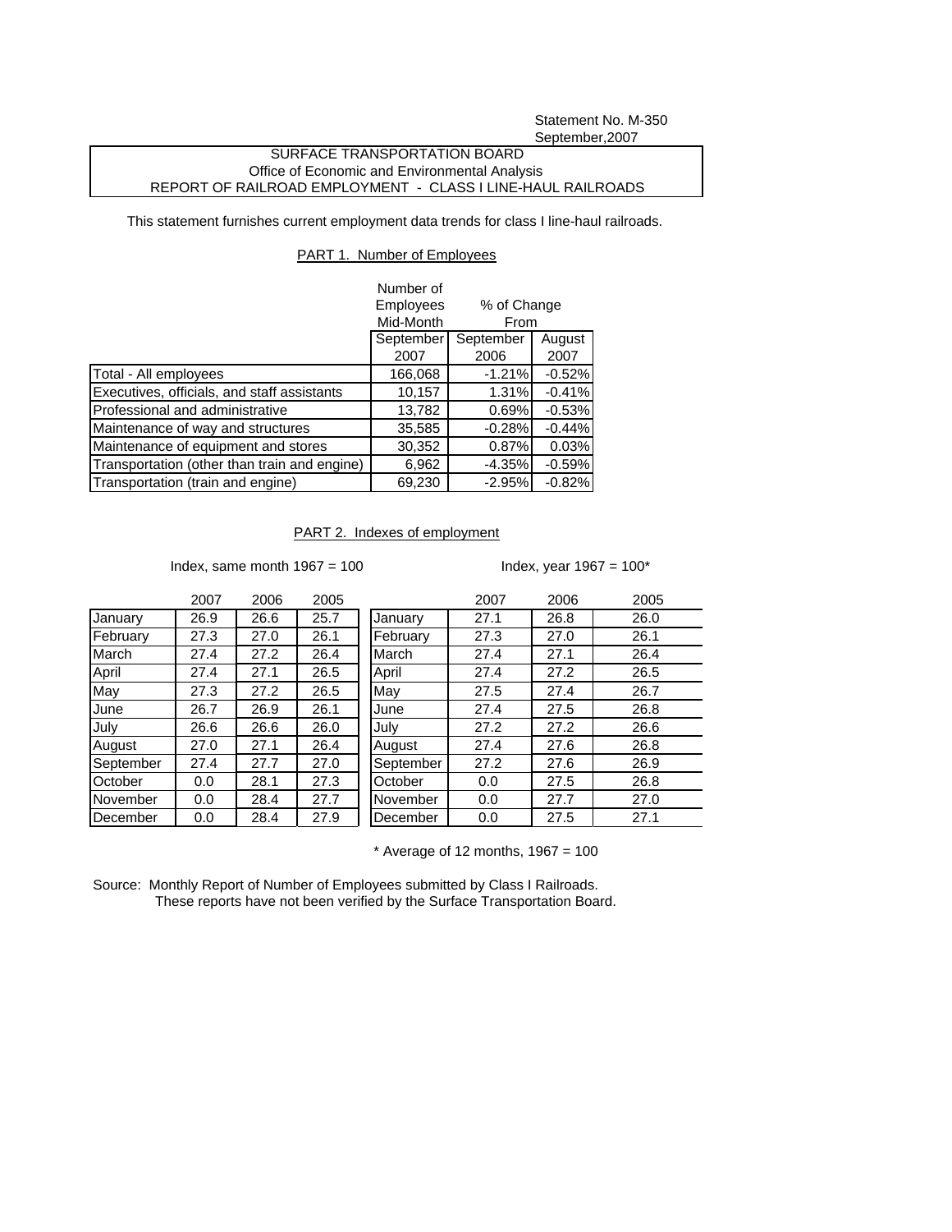Statement No. M-350
September,2007

**SURFACE TRANSPORTATION BOARD**
**Office of Economic and Environmental Analysis**
**REPORT OF RAILROAD EMPLOYMENT - CLASS I LINE-HAUL RAILROADS**

This statement furnishes current employment data trends for class I line-haul railroads.

## PART 1. Number of Employees

| | Number of Employees Mid-Month | % of Change From | |
|---|---|---|---|
| | September 2007 | September 2006 | August 2007 |
| Total - All employees | 166,068 | -1.21% | -0.52% |
| Executives, officials, and staff assistants | 10,157 | 1.31% | -0.41% |
| Professional and administrative | 13,782 | 0.69% | -0.53% |
| Maintenance of way and structures | 35,585 | -0.28% | -0.44% |
| Maintenance of equipment and stores | 30,352 | 0.87% | 0.03% |
| Transportation (other than train and engine) | 6,962 | -4.35% | -0.59% |
| Transportation (train and engine) | 69,230 | -2.95% | -0.82% |

## PART 2. Indexes of employment

Index, same month 1967 = 100

| | 2007 | 2006 | 2005 |
|---|---|---|---|
| January | 26.9 | 26.6 | 25.7 |
| February | 27.3 | 27.0 | 26.1 |
| March | 27.4 | 27.2 | 26.4 |
| April | 27.4 | 27.1 | 26.5 |
| May | 27.3 | 27.2 | 26.5 |
| June | 26.7 | 26.9 | 26.1 |
| July | 26.6 | 26.6 | 26.0 |
| August | 27.0 | 27.1 | 26.4 |
| September | 27.4 | 27.7 | 27.0 |
| October | 0.0 | 28.1 | 27.3 |
| November | 0.0 | 28.4 | 27.7 |
| December | 0.0 | 28.4 | 27.9 |

Index, year 1967 = 100*

| | 2007 | 2006 | 2005 |
|---|---|---|---|
| January | 27.1 | 26.8 | 26.0 |
| February | 27.3 | 27.0 | 26.1 |
| March | 27.4 | 27.1 | 26.4 |
| April | 27.4 | 27.2 | 26.5 |
| May | 27.5 | 27.4 | 26.7 |
| June | 27.4 | 27.5 | 26.8 |
| July | 27.2 | 27.2 | 26.6 |
| August | 27.4 | 27.6 | 26.8 |
| September | 27.2 | 27.6 | 26.9 |
| October | 0.0 | 27.5 | 26.8 |
| November | 0.0 | 27.7 | 27.0 |
| December | 0.0 | 27.5 | 27.1 |

* Average of 12 months, 1967 = 100

Source: Monthly Report of Number of Employees submitted by Class I Railroads.
These reports have not been verified by the Surface Transportation Board.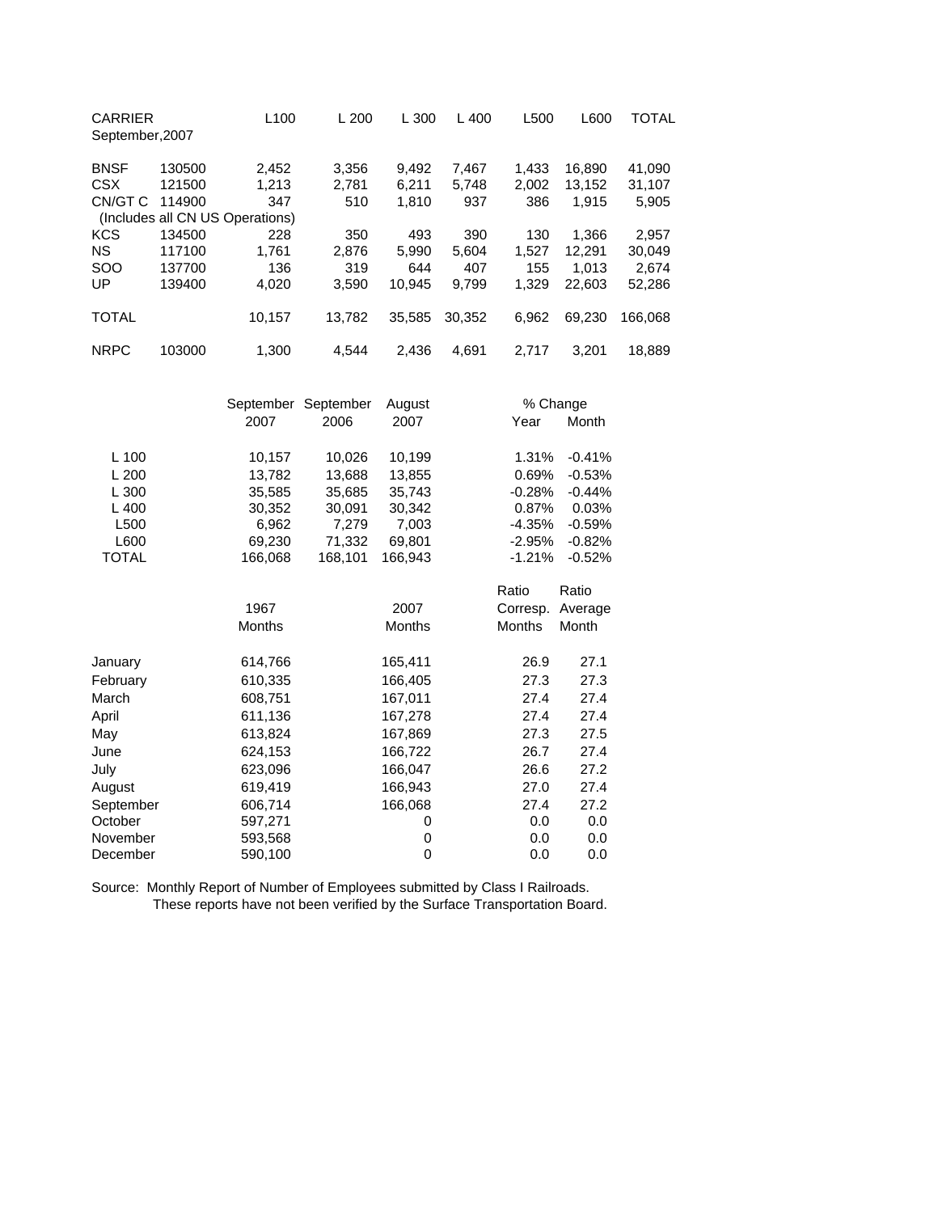| CARRIER September,2007 | | L100 | L 200 | L 300 | L 400 | L500 | L600 | TOTAL |
|---|---|---|---|---|---|---|---|---|
| BNSF | 130500 | 2,452 | 3,356 | 9,492 | 7,467 | 1,433 | 16,890 | 41,090 |
| CSX | 121500 | 1,213 | 2,781 | 6,211 | 5,748 | 2,002 | 13,152 | 31,107 |
| CN/GT C | 114900 | 347 | 510 | 1,810 | 937 | 386 | 1,915 | 5,905 |
| (Includes all CN US Operations) | | | | | | | | |
| KCS | 134500 | 228 | 350 | 493 | 390 | 130 | 1,366 | 2,957 |
| NS | 117100 | 1,761 | 2,876 | 5,990 | 5,604 | 1,527 | 12,291 | 30,049 |
| SOO | 137700 | 136 | 319 | 644 | 407 | 155 | 1,013 | 2,674 |
| UP | 139400 | 4,020 | 3,590 | 10,945 | 9,799 | 1,329 | 22,603 | 52,286 |
| TOTAL | | 10,157 | 13,782 | 35,585 | 30,352 | 6,962 | 69,230 | 166,068 |
| NRPC | 103000 | 1,300 | 4,544 | 2,436 | 4,691 | 2,717 | 3,201 | 18,889 |

| | September 2007 | September 2006 | August 2007 | % Change Year | % Change Month |
|---|---|---|---|---|---|
| L 100 | 10,157 | 10,026 | 10,199 | 1.31% | -0.41% |
| L 200 | 13,782 | 13,688 | 13,855 | 0.69% | -0.53% |
| L 300 | 35,585 | 35,685 | 35,743 | -0.28% | -0.44% |
| L 400 | 30,352 | 30,091 | 30,342 | 0.87% | 0.03% |
| L500 | 6,962 | 7,279 | 7,003 | -4.35% | -0.59% |
| L600 | 69,230 | 71,332 | 69,801 | -2.95% | -0.82% |
| TOTAL | 166,068 | 168,101 | 166,943 | -1.21% | -0.52% |

| | 1967 Months | 2007 Months | Ratio Corresp. Months | Ratio Average Month |
|---|---|---|---|---|
| January | 614,766 | 165,411 | 26.9 | 27.1 |
| February | 610,335 | 166,405 | 27.3 | 27.3 |
| March | 608,751 | 167,011 | 27.4 | 27.4 |
| April | 611,136 | 167,278 | 27.4 | 27.4 |
| May | 613,824 | 167,869 | 27.3 | 27.5 |
| June | 624,153 | 166,722 | 26.7 | 27.4 |
| July | 623,096 | 166,047 | 26.6 | 27.2 |
| August | 619,419 | 166,943 | 27.0 | 27.4 |
| September | 606,714 | 166,068 | 27.4 | 27.2 |
| October | 597,271 | 0 | 0.0 | 0.0 |
| November | 593,568 | 0 | 0.0 | 0.0 |
| December | 590,100 | 0 | 0.0 | 0.0 |

Source: Monthly Report of Number of Employees submitted by Class I Railroads.
These reports have not been verified by the Surface Transportation Board.